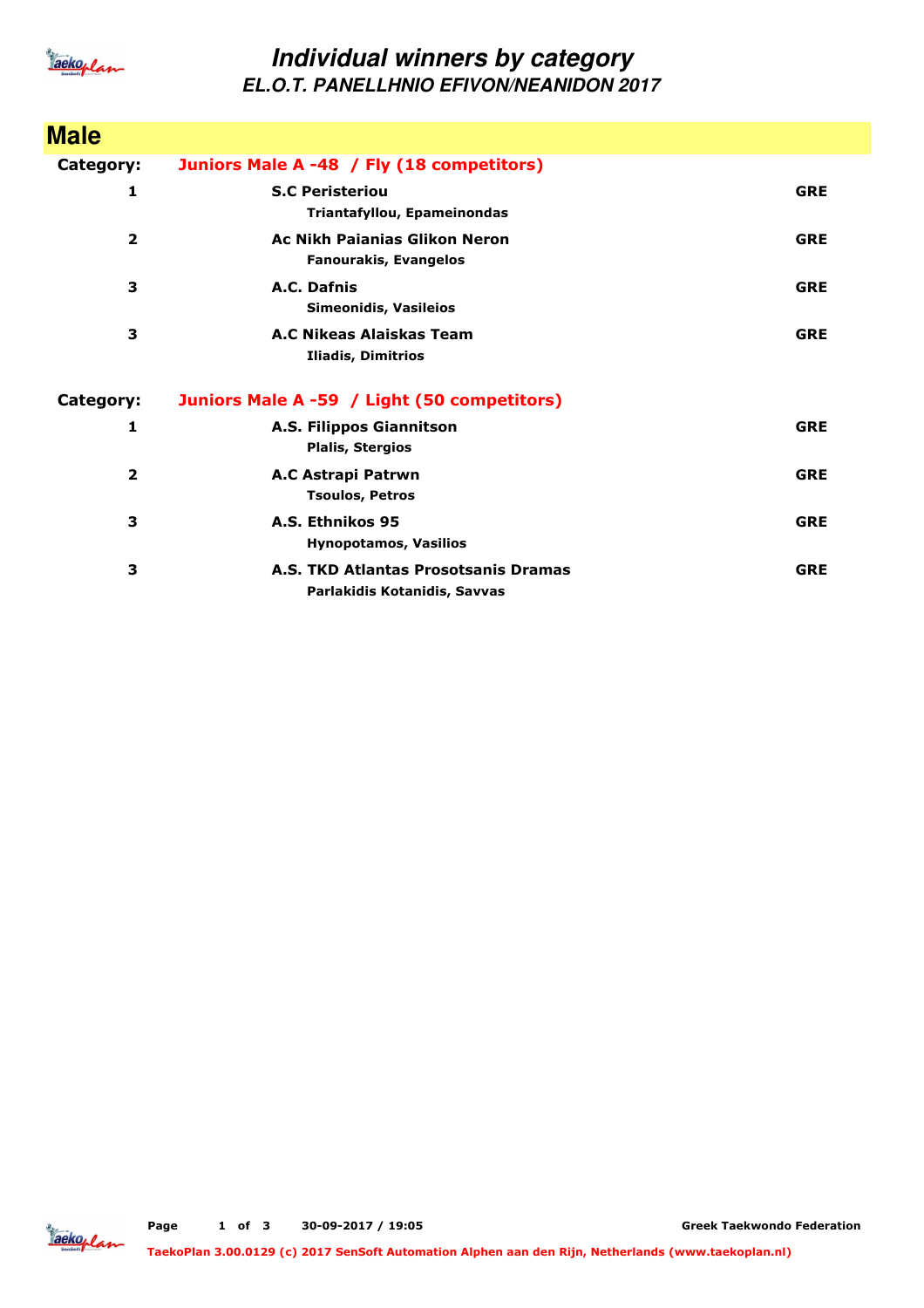# Individual winners by category

## EL.O.T. PANELLHNIO EFIVON/NEANIDON 2017

## Male

**Category:** **Juniors Male A -48 / Fly (18 competitors)**

| Place | Club / Name | Country |
|---|---|---|
| 1 | **S.C Peristeriou**<br>Triantafyllou, Epameinondas | GRE |
| 2 | **Ac Nikh Paianias Glikon Neron**<br>Fanourakis, Evangelos | GRE |
| 3 | **A.C. Dafnis**<br>Simeonidis, Vasileios | GRE |
| 3 | **A.C Nikeas Alaiskas Team**<br>Iliadis, Dimitrios | GRE |

**Category:** **Juniors Male A -59 / Light (50 competitors)**

| Place | Club / Name | Country |
|---|---|---|
| 1 | **A.S. Filippos Giannitson**<br>Plalis, Stergios | GRE |
| 2 | **A.C Astrapi Patrwn**<br>Tsoulos, Petros | GRE |
| 3 | **A.S. Ethnikos 95**<br>Hynopotamos, Vasilios | GRE |
| 3 | **A.S. TKD Atlantas Prosotsanis Dramas**<br>Parlakidis Kotanidis, Savvas | GRE |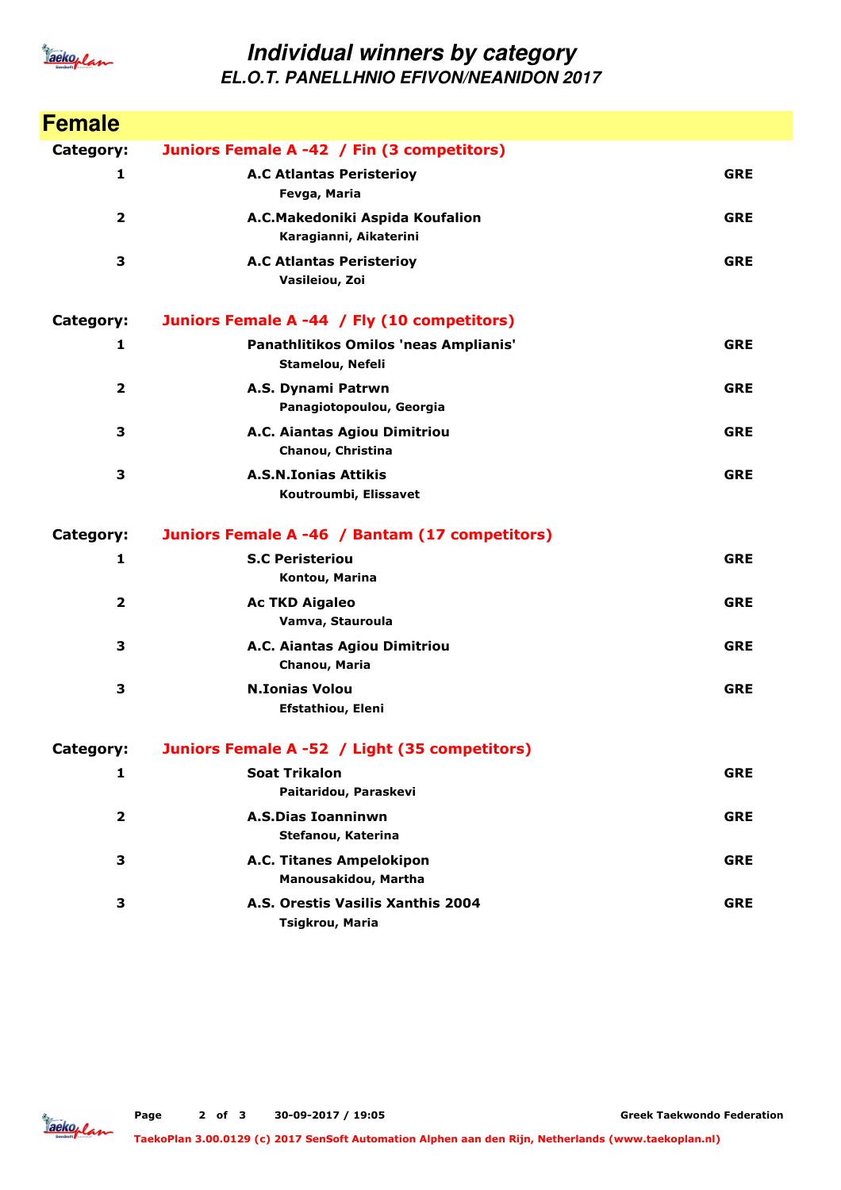# Individual winners by category

## EL.O.T. PANELLHNIO EFIVON/NEANIDON 2017

## Female

**Category:** Juniors Female A -42 / Fin (3 competitors)

| Place | Club / Name | Country |
|---|---|---|
| 1 | **A.C Atlantas Peristerioy**<br>Fevga, Maria | GRE |
| 2 | **A.C.Makedoniki Aspida Koufalion**<br>Karagianni, Aikaterini | GRE |
| 3 | **A.C Atlantas Peristerioy**<br>Vasileiou, Zoi | GRE |

**Category:** Juniors Female A -44 / Fly (10 competitors)

| Place | Club / Name | Country |
|---|---|---|
| 1 | **Panathlitikos Omilos 'neas Amplianis'**<br>Stamelou, Nefeli | GRE |
| 2 | **A.S. Dynami Patrwn**<br>Panagiotopoulou, Georgia | GRE |
| 3 | **A.C. Aiantas Agiou Dimitriou**<br>Chanou, Christina | GRE |
| 3 | **A.S.N.Ionias Attikis**<br>Koutroumbi, Elissavet | GRE |

**Category:** Juniors Female A -46 / Bantam (17 competitors)

| Place | Club / Name | Country |
|---|---|---|
| 1 | **S.C Peristeriou**<br>Kontou, Marina | GRE |
| 2 | **Ac TKD Aigaleo**<br>Vamva, Stauroula | GRE |
| 3 | **A.C. Aiantas Agiou Dimitriou**<br>Chanou, Maria | GRE |
| 3 | **N.Ionias Volou**<br>Efstathiou, Eleni | GRE |

**Category:** Juniors Female A -52 / Light (35 competitors)

| Place | Club / Name | Country |
|---|---|---|
| 1 | **Soat Trikalon**<br>Paitaridou, Paraskevi | GRE |
| 2 | **A.S.Dias Ioanninwn**<br>Stefanou, Katerina | GRE |
| 3 | **A.C. Titanes Ampelokipon**<br>Manousakidou, Martha | GRE |
| 3 | **A.S. Orestis Vasilis Xanthis 2004**<br>Tsigkrou, Maria | GRE |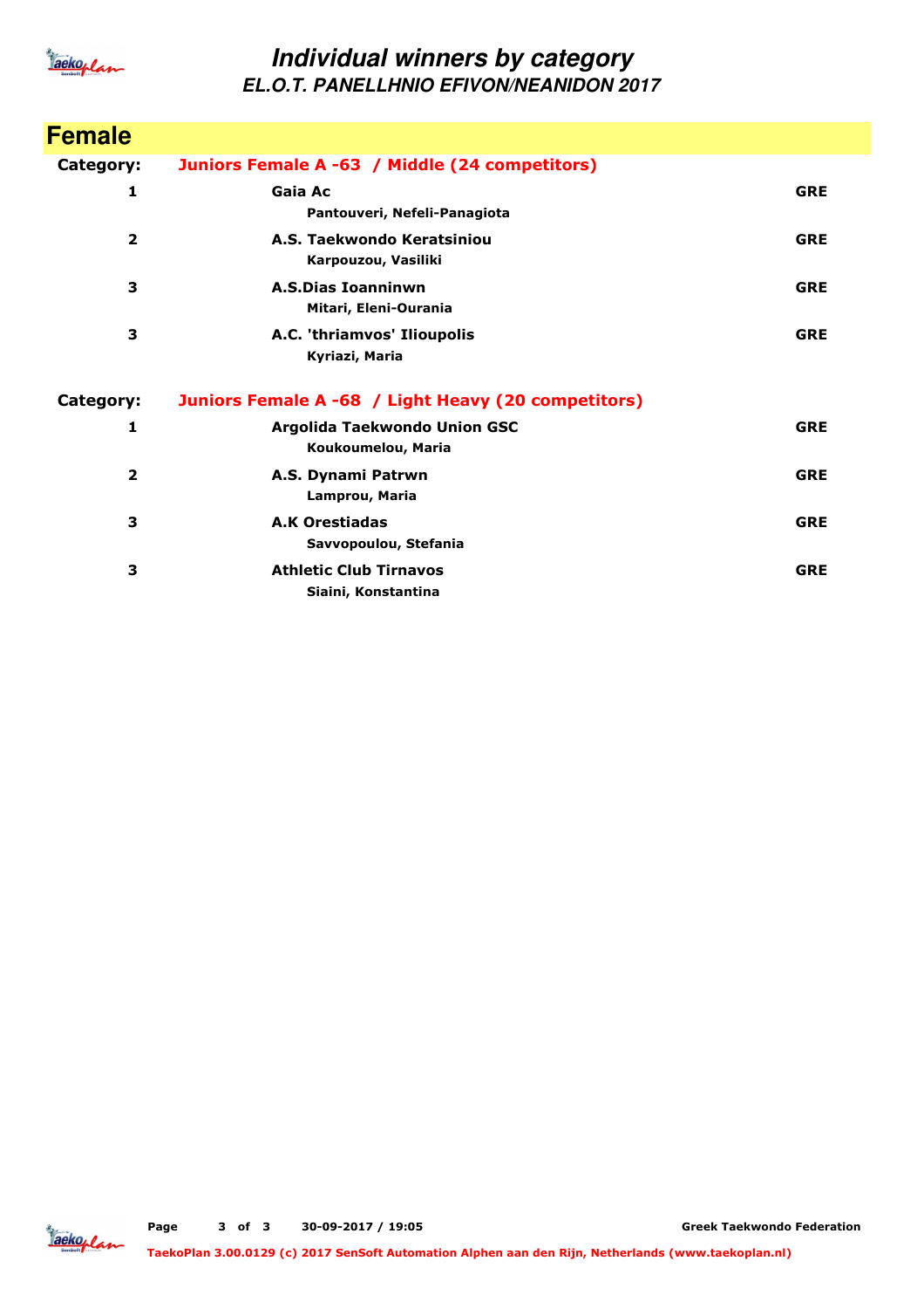# Individual winners by category

## EL.O.T. PANELLHNIO EFIVON/NEANIDON 2017

## Female

**Category:** Juniors Female A -63 / Middle (24 competitors)

| | | |
|---|---|---|
| 1 | **Gaia Ac**<br>Pantouveri, Nefeli-Panagiota | GRE |
| 2 | **A.S. Taekwondo Keratsiniou**<br>Karpouzou, Vasiliki | GRE |
| 3 | **A.S.Dias Ioanninwn**<br>Mitari, Eleni-Ourania | GRE |
| 3 | **A.C. 'thriamvos' Ilioupolis**<br>Kyriazi, Maria | GRE |

**Category:** Juniors Female A -68 / Light Heavy (20 competitors)

| | | |
|---|---|---|
| 1 | **Argolida Taekwondo Union GSC**<br>Koukoumelou, Maria | GRE |
| 2 | **A.S. Dynami Patrwn**<br>Lamprou, Maria | GRE |
| 3 | **A.K Orestiadas**<br>Savvopoulou, Stefania | GRE |
| 3 | **Athletic Club Tirnavos**<br>Siaini, Konstantina | GRE |